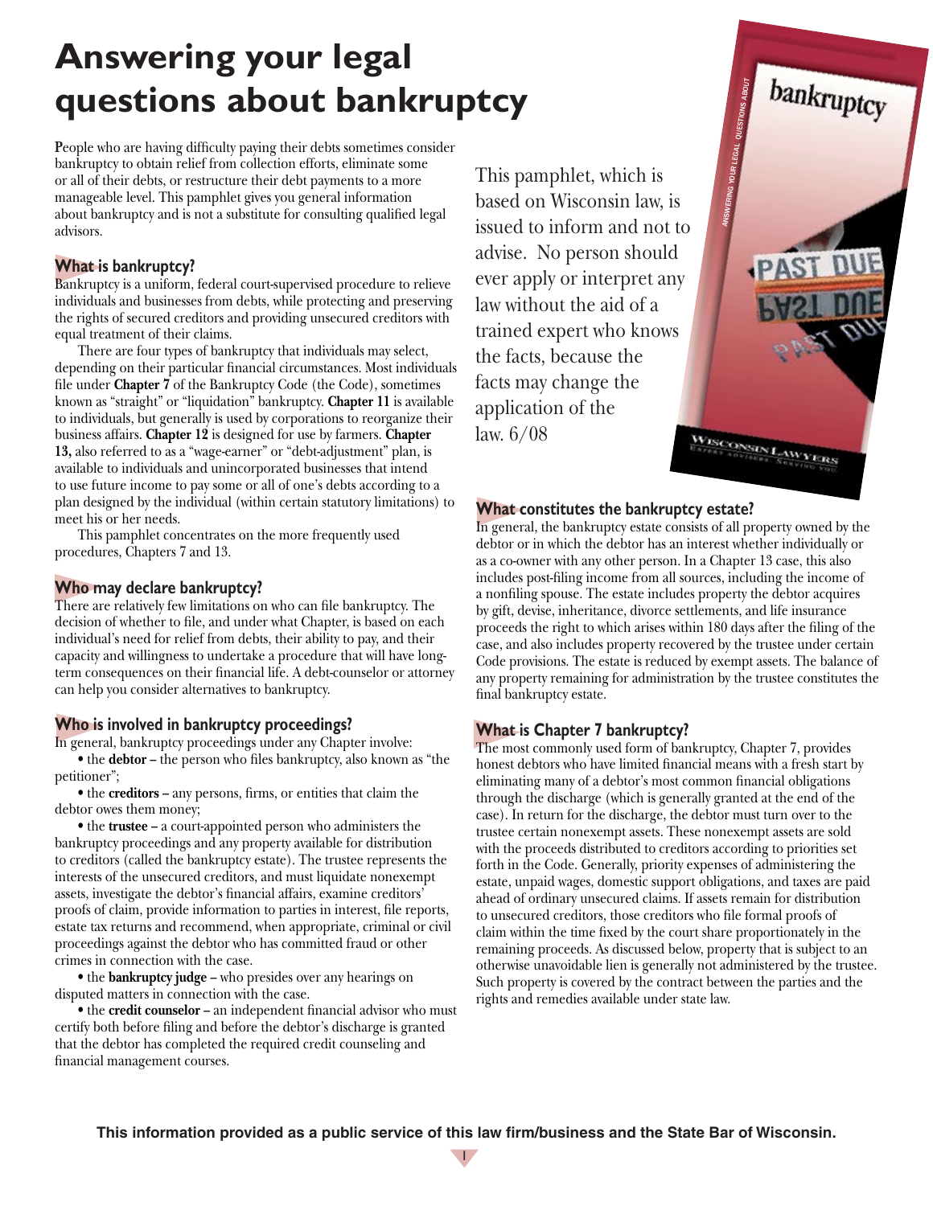# Answering your legal questions about bankruptcy

People who are having difficulty paying their debts sometimes consider bankruptcy to obtain relief from collection efforts, eliminate some or all of their debts, or restructure their debt payments to a more manageable level. This pamphlet gives you general information about bankruptcy and is not a substitute for consulting qualified legal advisors.

This pamphlet, which is based on Wisconsin law, is issued to inform and not to advise. No person should ever apply or interpret any law without the aid of a trained expert who knows the facts, because the facts may change the application of the law. 6/08

## What is bankruptcy?

Bankruptcy is a uniform, federal court-supervised procedure to relieve individuals and businesses from debts, while protecting and preserving the rights of secured creditors and providing unsecured creditors with equal treatment of their claims.

There are four types of bankruptcy that individuals may select, depending on their particular financial circumstances. Most individuals file under **Chapter 7** of the Bankruptcy Code (the Code), sometimes known as "straight" or "liquidation" bankruptcy. **Chapter 11** is available to individuals, but generally is used by corporations to reorganize their business affairs. **Chapter 12** is designed for use by farmers. **Chapter 13,** also referred to as a "wage-earner" or "debt-adjustment" plan, is available to individuals and unincorporated businesses that intend to use future income to pay some or all of one's debts according to a plan designed by the individual (within certain statutory limitations) to meet his or her needs.

This pamphlet concentrates on the more frequently used procedures, Chapters 7 and 13.

## Who may declare bankruptcy?

There are relatively few limitations on who can file bankruptcy. The decision of whether to file, and under what Chapter, is based on each individual's need for relief from debts, their ability to pay, and their capacity and willingness to undertake a procedure that will have long-term consequences on their financial life. A debt-counselor or attorney can help you consider alternatives to bankruptcy.

## Who is involved in bankruptcy proceedings?

In general, bankruptcy proceedings under any Chapter involve:

- the **debtor** – the person who files bankruptcy, also known as "the petitioner";
- the **creditors** – any persons, firms, or entities that claim the debtor owes them money;
- the **trustee** – a court-appointed person who administers the bankruptcy proceedings and any property available for distribution to creditors (called the bankruptcy estate). The trustee represents the interests of the unsecured creditors, and must liquidate nonexempt assets, investigate the debtor's financial affairs, examine creditors' proofs of claim, provide information to parties in interest, file reports, estate tax returns and recommend, when appropriate, criminal or civil proceedings against the debtor who has committed fraud or other crimes in connection with the case.
- the **bankruptcy judge** – who presides over any hearings on disputed matters in connection with the case.
- the **credit counselor** – an independent financial advisor who must certify both before filing and before the debtor's discharge is granted that the debtor has completed the required credit counseling and financial management courses.

## What constitutes the bankruptcy estate?

In general, the bankruptcy estate consists of all property owned by the debtor or in which the debtor has an interest whether individually or as a co-owner with any other person. In a Chapter 13 case, this also includes post-filing income from all sources, including the income of a nonfiling spouse. The estate includes property the debtor acquires by gift, devise, inheritance, divorce settlements, and life insurance proceeds the right to which arises within 180 days after the filing of the case, and also includes property recovered by the trustee under certain Code provisions. The estate is reduced by exempt assets. The balance of any property remaining for administration by the trustee constitutes the final bankruptcy estate.

## What is Chapter 7 bankruptcy?

The most commonly used form of bankruptcy, Chapter 7, provides honest debtors who have limited financial means with a fresh start by eliminating many of a debtor's most common financial obligations through the discharge (which is generally granted at the end of the case). In return for the discharge, the debtor must turn over to the trustee certain nonexempt assets. These nonexempt assets are sold with the proceeds distributed to creditors according to priorities set forth in the Code. Generally, priority expenses of administering the estate, unpaid wages, domestic support obligations, and taxes are paid ahead of ordinary unsecured claims. If assets remain for distribution to unsecured creditors, those creditors who file formal proofs of claim within the time fixed by the court share proportionately in the remaining proceeds. As discussed below, property that is subject to an otherwise unavoidable lien is generally not administered by the trustee. Such property is covered by the contract between the parties and the rights and remedies available under state law.

**This information provided as a public service of this law firm/business and the State Bar of Wisconsin.**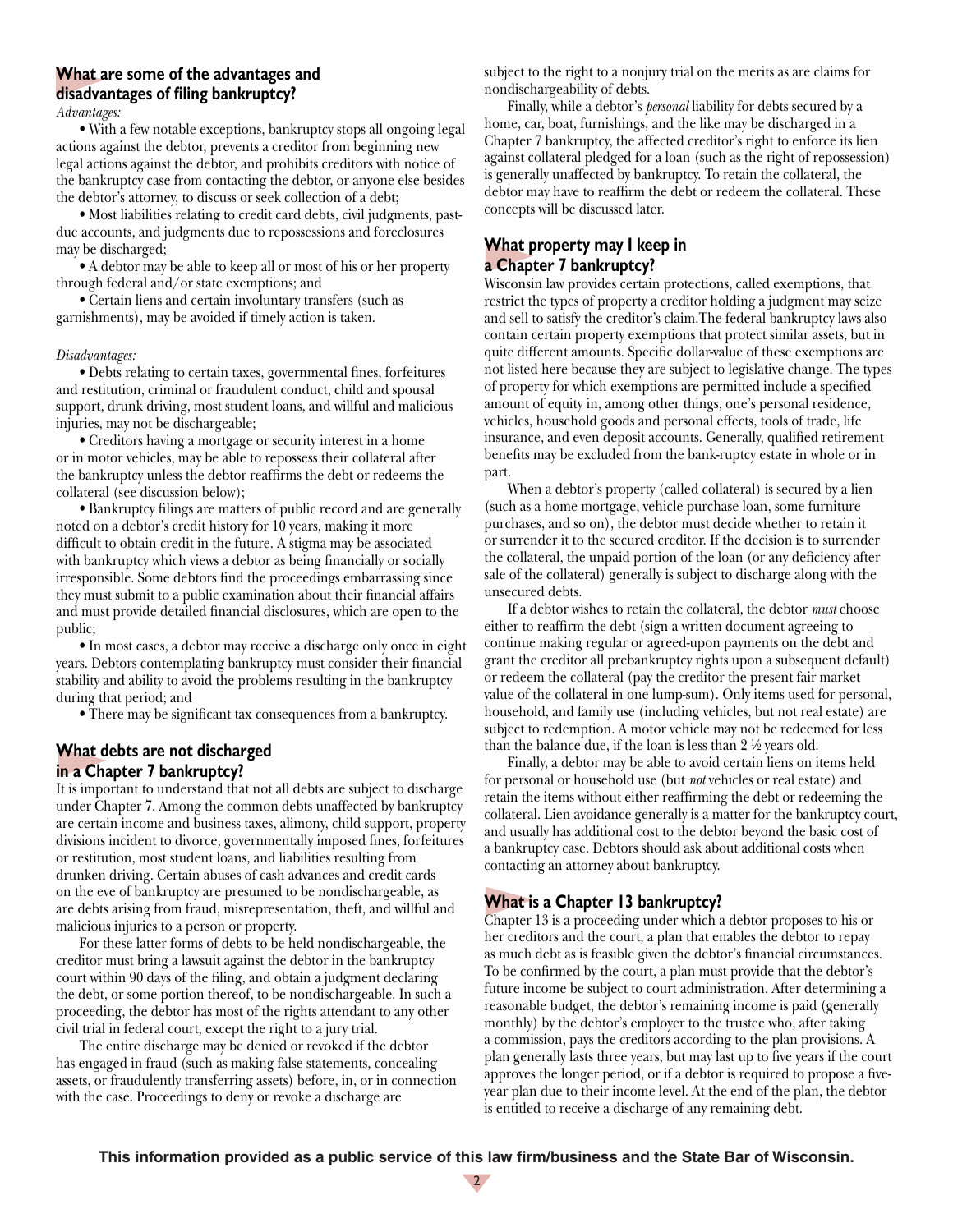## What are some of the advantages and disadvantages of filing bankruptcy?

*Advantages:*

• With a few notable exceptions, bankruptcy stops all ongoing legal actions against the debtor, prevents a creditor from beginning new legal actions against the debtor, and prohibits creditors with notice of the bankruptcy case from contacting the debtor, or anyone else besides the debtor's attorney, to discuss or seek collection of a debt;

• Most liabilities relating to credit card debts, civil judgments, past-due accounts, and judgments due to repossessions and foreclosures may be discharged;

• A debtor may be able to keep all or most of his or her property through federal and/or state exemptions; and

• Certain liens and certain involuntary transfers (such as garnishments), may be avoided if timely action is taken.

*Disadvantages:*

• Debts relating to certain taxes, governmental fines, forfeitures and restitution, criminal or fraudulent conduct, child and spousal support, drunk driving, most student loans, and willful and malicious injuries, may not be dischargeable;

• Creditors having a mortgage or security interest in a home or in motor vehicles, may be able to repossess their collateral after the bankruptcy unless the debtor reaffirms the debt or redeems the collateral (see discussion below);

• Bankruptcy filings are matters of public record and are generally noted on a debtor's credit history for 10 years, making it more difficult to obtain credit in the future. A stigma may be associated with bankruptcy which views a debtor as being financially or socially irresponsible. Some debtors find the proceedings embarrassing since they must submit to a public examination about their financial affairs and must provide detailed financial disclosures, which are open to the public;

• In most cases, a debtor may receive a discharge only once in eight years. Debtors contemplating bankruptcy must consider their financial stability and ability to avoid the problems resulting in the bankruptcy during that period; and

• There may be significant tax consequences from a bankruptcy.

## What debts are not discharged in a Chapter 7 bankruptcy?

It is important to understand that not all debts are subject to discharge under Chapter 7. Among the common debts unaffected by bankruptcy are certain income and business taxes, alimony, child support, property divisions incident to divorce, governmentally imposed fines, forfeitures or restitution, most student loans, and liabilities resulting from drunken driving. Certain abuses of cash advances and credit cards on the eve of bankruptcy are presumed to be nondischargeable, as are debts arising from fraud, misrepresentation, theft, and willful and malicious injuries to a person or property.

For these latter forms of debts to be held nondischargeable, the creditor must bring a lawsuit against the debtor in the bankruptcy court within 90 days of the filing, and obtain a judgment declaring the debt, or some portion thereof, to be nondischargeable. In such a proceeding, the debtor has most of the rights attendant to any other civil trial in federal court, except the right to a jury trial.

The entire discharge may be denied or revoked if the debtor has engaged in fraud (such as making false statements, concealing assets, or fraudulently transferring assets) before, in, or in connection with the case. Proceedings to deny or revoke a discharge are subject to the right to a nonjury trial on the merits as are claims for nondischargeability of debts.

Finally, while a debtor's *personal* liability for debts secured by a home, car, boat, furnishings, and the like may be discharged in a Chapter 7 bankruptcy, the affected creditor's right to enforce its lien against collateral pledged for a loan (such as the right of repossession) is generally unaffected by bankruptcy. To retain the collateral, the debtor may have to reaffirm the debt or redeem the collateral. These concepts will be discussed later.

## What property may I keep in a Chapter 7 bankruptcy?

Wisconsin law provides certain protections, called exemptions, that restrict the types of property a creditor holding a judgment may seize and sell to satisfy the creditor's claim.The federal bankruptcy laws also contain certain property exemptions that protect similar assets, but in quite different amounts. Specific dollar-value of these exemptions are not listed here because they are subject to legislative change. The types of property for which exemptions are permitted include a specified amount of equity in, among other things, one's personal residence, vehicles, household goods and personal effects, tools of trade, life insurance, and even deposit accounts. Generally, qualified retirement benefits may be excluded from the bank-ruptcy estate in whole or in part.

When a debtor's property (called collateral) is secured by a lien (such as a home mortgage, vehicle purchase loan, some furniture purchases, and so on), the debtor must decide whether to retain it or surrender it to the secured creditor. If the decision is to surrender the collateral, the unpaid portion of the loan (or any deficiency after sale of the collateral) generally is subject to discharge along with the unsecured debts.

If a debtor wishes to retain the collateral, the debtor *must* choose either to reaffirm the debt (sign a written document agreeing to continue making regular or agreed-upon payments on the debt and grant the creditor all prebankruptcy rights upon a subsequent default) or redeem the collateral (pay the creditor the present fair market value of the collateral in one lump-sum). Only items used for personal, household, and family use (including vehicles, but not real estate) are subject to redemption. A motor vehicle may not be redeemed for less than the balance due, if the loan is less than 2 ½ years old.

Finally, a debtor may be able to avoid certain liens on items held for personal or household use (but *not* vehicles or real estate) and retain the items without either reaffirming the debt or redeeming the collateral. Lien avoidance generally is a matter for the bankruptcy court, and usually has additional cost to the debtor beyond the basic cost of a bankruptcy case. Debtors should ask about additional costs when contacting an attorney about bankruptcy.

## What is a Chapter 13 bankruptcy?

Chapter 13 is a proceeding under which a debtor proposes to his or her creditors and the court, a plan that enables the debtor to repay as much debt as is feasible given the debtor's financial circumstances. To be confirmed by the court, a plan must provide that the debtor's future income be subject to court administration. After determining a reasonable budget, the debtor's remaining income is paid (generally monthly) by the debtor's employer to the trustee who, after taking a commission, pays the creditors according to the plan provisions. A plan generally lasts three years, but may last up to five years if the court approves the longer period, or if a debtor is required to propose a five-year plan due to their income level. At the end of the plan, the debtor is entitled to receive a discharge of any remaining debt.

**This information provided as a public service of this law firm/business and the State Bar of Wisconsin.**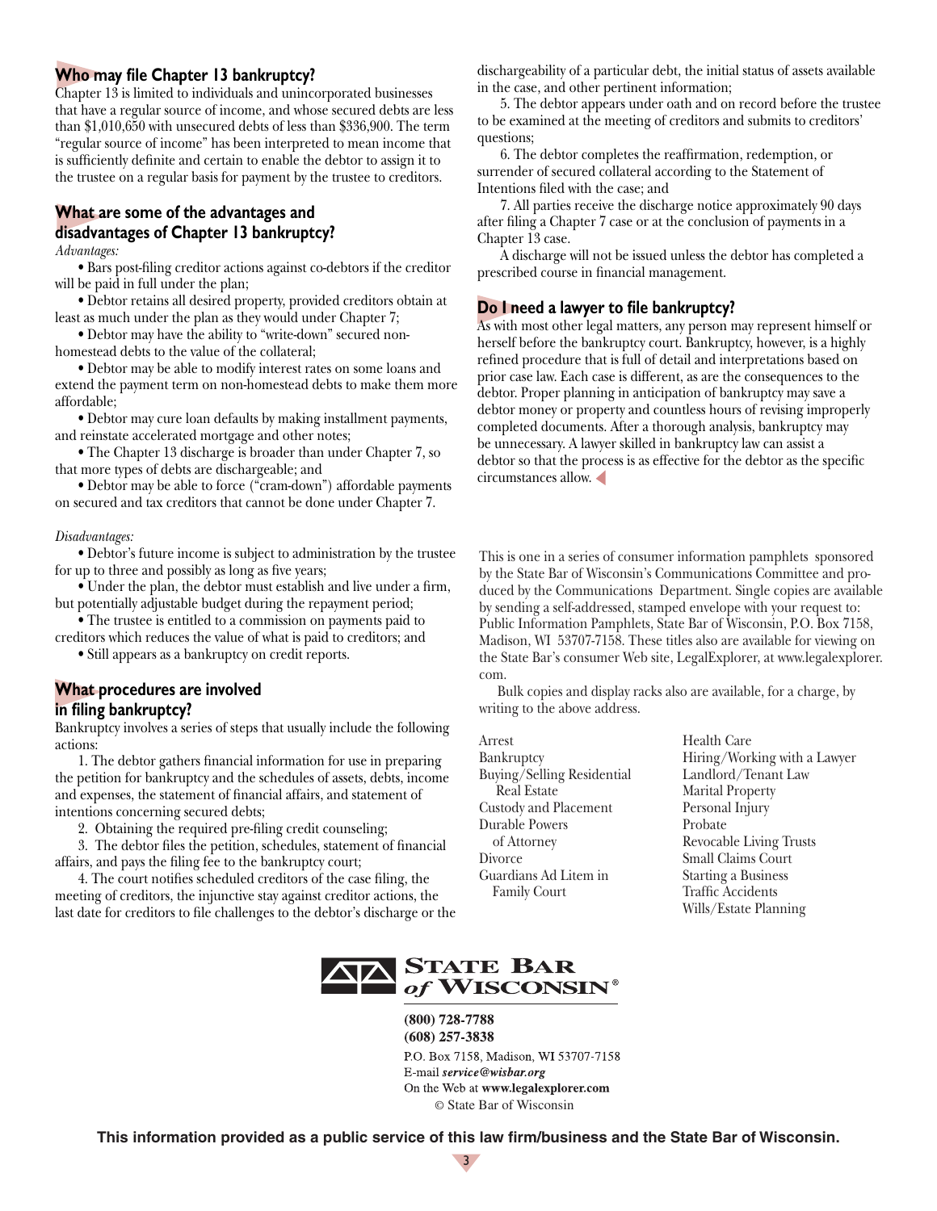## Who may file Chapter 13 bankruptcy?

Chapter 13 is limited to individuals and unincorporated businesses that have a regular source of income, and whose secured debts are less than $1,010,650 with unsecured debts of less than $336,900. The term "regular source of income" has been interpreted to mean income that is sufficiently definite and certain to enable the debtor to assign it to the trustee on a regular basis for payment by the trustee to creditors.

## What are some of the advantages and disadvantages of Chapter 13 bankruptcy?

*Advantages:*

- Bars post-filing creditor actions against co-debtors if the creditor will be paid in full under the plan;
- Debtor retains all desired property, provided creditors obtain at least as much under the plan as they would under Chapter 7;
- Debtor may have the ability to "write-down" secured non-homestead debts to the value of the collateral;
- Debtor may be able to modify interest rates on some loans and extend the payment term on non-homestead debts to make them more affordable;
- Debtor may cure loan defaults by making installment payments, and reinstate accelerated mortgage and other notes;
- The Chapter 13 discharge is broader than under Chapter 7, so that more types of debts are dischargeable; and
- Debtor may be able to force ("cram-down") affordable payments on secured and tax creditors that cannot be done under Chapter 7.

*Disadvantages:*

- Debtor's future income is subject to administration by the trustee for up to three and possibly as long as five years;
- Under the plan, the debtor must establish and live under a firm, but potentially adjustable budget during the repayment period;
- The trustee is entitled to a commission on payments paid to creditors which reduces the value of what is paid to creditors; and
- Still appears as a bankruptcy on credit reports.

## What procedures are involved in filing bankruptcy?

Bankruptcy involves a series of steps that usually include the following actions:

1. The debtor gathers financial information for use in preparing the petition for bankruptcy and the schedules of assets, debts, income and expenses, the statement of financial affairs, and statement of intentions concerning secured debts;
2. Obtaining the required pre-filing credit counseling;
3. The debtor files the petition, schedules, statement of financial affairs, and pays the filing fee to the bankruptcy court;
4. The court notifies scheduled creditors of the case filing, the meeting of creditors, the injunctive stay against creditor actions, the last date for creditors to file challenges to the debtor's discharge or the dischargeability of a particular debt, the initial status of assets available in the case, and other pertinent information;
5. The debtor appears under oath and on record before the trustee to be examined at the meeting of creditors and submits to creditors' questions;
6. The debtor completes the reaffirmation, redemption, or surrender of secured collateral according to the Statement of Intentions filed with the case; and
7. All parties receive the discharge notice approximately 90 days after filing a Chapter 7 case or at the conclusion of payments in a Chapter 13 case.

A discharge will not be issued unless the debtor has completed a prescribed course in financial management.

## Do I need a lawyer to file bankruptcy?

As with most other legal matters, any person may represent himself or herself before the bankruptcy court. Bankruptcy, however, is a highly refined procedure that is full of detail and interpretations based on prior case law. Each case is different, as are the consequences to the debtor. Proper planning in anticipation of bankruptcy may save a debtor money or property and countless hours of revising improperly completed documents. After a thorough analysis, bankruptcy may be unnecessary. A lawyer skilled in bankruptcy law can assist a debtor so that the process is as effective for the debtor as the specific circumstances allow.

This is one in a series of consumer information pamphlets sponsored by the State Bar of Wisconsin's Communications Committee and produced by the Communications Department. Single copies are available by sending a self-addressed, stamped envelope with your request to: Public Information Pamphlets, State Bar of Wisconsin, P.O. Box 7158, Madison, WI 53707-7158. These titles also are available for viewing on the State Bar's consumer Web site, LegalExplorer, at www.legalexplorer.com.

Bulk copies and display racks also are available, for a charge, by writing to the above address.

Arrest
Bankruptcy
Buying/Selling Residential Real Estate
Custody and Placement
Durable Powers of Attorney
Divorce
Guardians Ad Litem in Family Court
Health Care
Hiring/Working with a Lawyer
Landlord/Tenant Law
Marital Property
Personal Injury
Probate
Revocable Living Trusts
Small Claims Court
Starting a Business
Traffic Accidents
Wills/Estate Planning

**STATE BAR of WISCONSIN®**

**(800) 728-7788**
**(608) 257-3838**
P.O. Box 7158, Madison, WI 53707-7158
E-mail ***service@wisbar.org***
On the Web at **www.legalexplorer.com**
© State Bar of Wisconsin

**This information provided as a public service of this law firm/business and the State Bar of Wisconsin.**